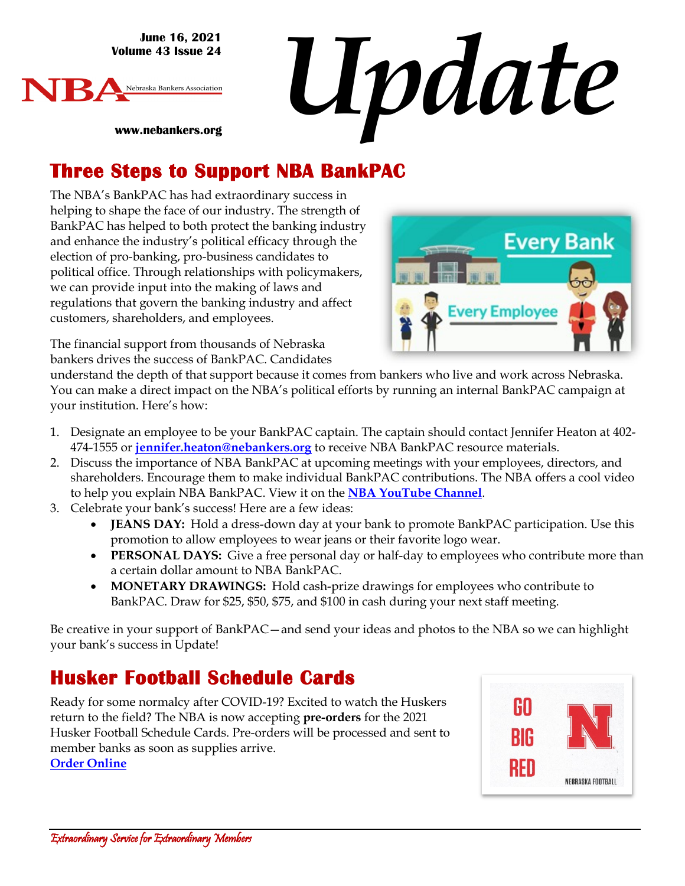June 16, 2021
Volume 43 Issue 24

NBA Nebraska Bankers Association

www.nebankers.org

# *Update*

## Three Steps to Support NBA BankPAC

The NBA's BankPAC has had extraordinary success in helping to shape the face of our industry. The strength of BankPAC has helped to both protect the banking industry and enhance the industry's political efficacy through the election of pro-banking, pro-business candidates to political office. Through relationships with policymakers, we can provide input into the making of laws and regulations that govern the banking industry and affect customers, shareholders, and employees.

The financial support from thousands of Nebraska bankers drives the success of BankPAC. Candidates understand the depth of that support because it comes from bankers who live and work across Nebraska. You can make a direct impact on the NBA's political efforts by running an internal BankPAC campaign at your institution. Here's how:

1. Designate an employee to be your BankPAC captain. The captain should contact Jennifer Heaton at 402-474-1555 or **jennifer.heaton@nebankers.org** to receive NBA BankPAC resource materials.
2. Discuss the importance of NBA BankPAC at upcoming meetings with your employees, directors, and shareholders. Encourage them to make individual BankPAC contributions. The NBA offers a cool video to help you explain NBA BankPAC. View it on the **NBA YouTube Channel**.
3. Celebrate your bank's success! Here are a few ideas:
   - **JEANS DAY:** Hold a dress-down day at your bank to promote BankPAC participation. Use this promotion to allow employees to wear jeans or their favorite logo wear.
   - **PERSONAL DAYS:** Give a free personal day or half-day to employees who contribute more than a certain dollar amount to NBA BankPAC.
   - **MONETARY DRAWINGS:** Hold cash-prize drawings for employees who contribute to BankPAC. Draw for $25, $50, $75, and $100 in cash during your next staff meeting.

Be creative in your support of BankPAC—and send your ideas and photos to the NBA so we can highlight your bank's success in Update!

## Husker Football Schedule Cards

Ready for some normalcy after COVID-19? Excited to watch the Huskers return to the field? The NBA is now accepting **pre-orders** for the 2021 Husker Football Schedule Cards. Pre-orders will be processed and sent to member banks as soon as supplies arrive.
**Order Online**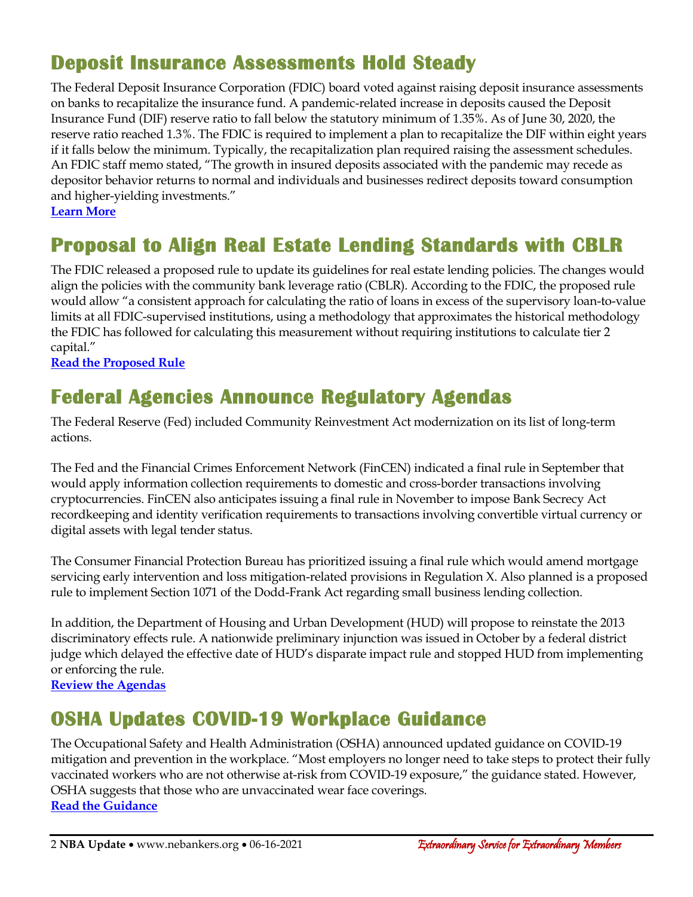## Deposit Insurance Assessments Hold Steady

The Federal Deposit Insurance Corporation (FDIC) board voted against raising deposit insurance assessments on banks to recapitalize the insurance fund. A pandemic-related increase in deposits caused the Deposit Insurance Fund (DIF) reserve ratio to fall below the statutory minimum of 1.35%. As of June 30, 2020, the reserve ratio reached 1.3%. The FDIC is required to implement a plan to recapitalize the DIF within eight years if it falls below the minimum. Typically, the recapitalization plan required raising the assessment schedules. An FDIC staff memo stated, "The growth in insured deposits associated with the pandemic may recede as depositor behavior returns to normal and individuals and businesses redirect deposits toward consumption and higher-yielding investments."

**Learn More**

## Proposal to Align Real Estate Lending Standards with CBLR

The FDIC released a proposed rule to update its guidelines for real estate lending policies. The changes would align the policies with the community bank leverage ratio (CBLR). According to the FDIC, the proposed rule would allow "a consistent approach for calculating the ratio of loans in excess of the supervisory loan-to-value limits at all FDIC-supervised institutions, using a methodology that approximates the historical methodology the FDIC has followed for calculating this measurement without requiring institutions to calculate tier 2 capital."

**Read the Proposed Rule**

## Federal Agencies Announce Regulatory Agendas

The Federal Reserve (Fed) included Community Reinvestment Act modernization on its list of long-term actions.

The Fed and the Financial Crimes Enforcement Network (FinCEN) indicated a final rule in September that would apply information collection requirements to domestic and cross-border transactions involving cryptocurrencies. FinCEN also anticipates issuing a final rule in November to impose Bank Secrecy Act recordkeeping and identity verification requirements to transactions involving convertible virtual currency or digital assets with legal tender status.

The Consumer Financial Protection Bureau has prioritized issuing a final rule which would amend mortgage servicing early intervention and loss mitigation-related provisions in Regulation X. Also planned is a proposed rule to implement Section 1071 of the Dodd-Frank Act regarding small business lending collection.

In addition, the Department of Housing and Urban Development (HUD) will propose to reinstate the 2013 discriminatory effects rule. A nationwide preliminary injunction was issued in October by a federal district judge which delayed the effective date of HUD's disparate impact rule and stopped HUD from implementing or enforcing the rule.

**Review the Agendas**

## OSHA Updates COVID-19 Workplace Guidance

The Occupational Safety and Health Administration (OSHA) announced updated guidance on COVID-19 mitigation and prevention in the workplace. "Most employers no longer need to take steps to protect their fully vaccinated workers who are not otherwise at-risk from COVID-19 exposure," the guidance stated. However, OSHA suggests that those who are unvaccinated wear face coverings.

**Read the Guidance**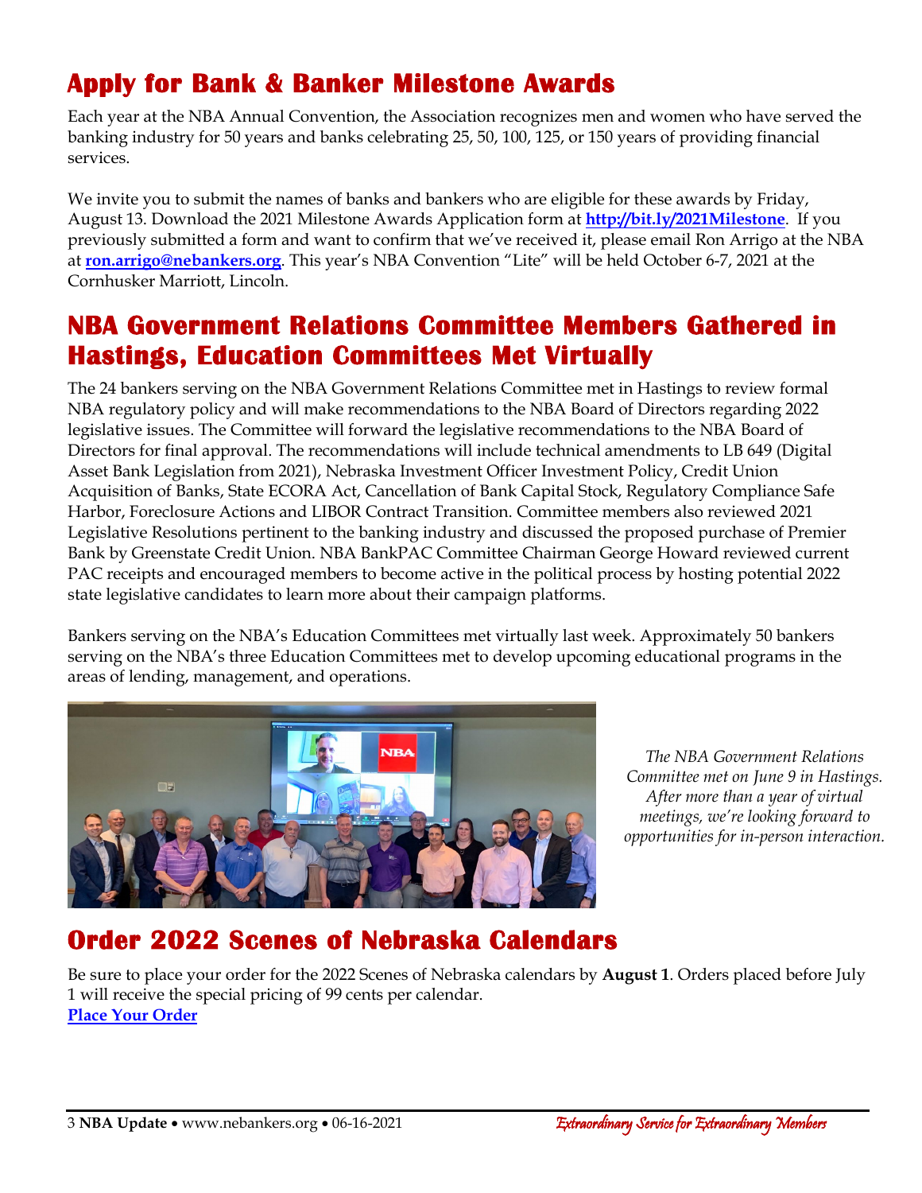## Apply for Bank & Banker Milestone Awards

Each year at the NBA Annual Convention, the Association recognizes men and women who have served the banking industry for 50 years and banks celebrating 25, 50, 100, 125, or 150 years of providing financial services.

We invite you to submit the names of banks and bankers who are eligible for these awards by Friday, August 13. Download the 2021 Milestone Awards Application form at **http://bit.ly/2021Milestone**. If you previously submitted a form and want to confirm that we've received it, please email Ron Arrigo at the NBA at **ron.arrigo@nebankers.org**. This year's NBA Convention "Lite" will be held October 6-7, 2021 at the Cornhusker Marriott, Lincoln.

## NBA Government Relations Committee Members Gathered in Hastings, Education Committees Met Virtually

The 24 bankers serving on the NBA Government Relations Committee met in Hastings to review formal NBA regulatory policy and will make recommendations to the NBA Board of Directors regarding 2022 legislative issues. The Committee will forward the legislative recommendations to the NBA Board of Directors for final approval. The recommendations will include technical amendments to LB 649 (Digital Asset Bank Legislation from 2021), Nebraska Investment Officer Investment Policy, Credit Union Acquisition of Banks, State ECORA Act, Cancellation of Bank Capital Stock, Regulatory Compliance Safe Harbor, Foreclosure Actions and LIBOR Contract Transition. Committee members also reviewed 2021 Legislative Resolutions pertinent to the banking industry and discussed the proposed purchase of Premier Bank by Greenstate Credit Union. NBA BankPAC Committee Chairman George Howard reviewed current PAC receipts and encouraged members to become active in the political process by hosting potential 2022 state legislative candidates to learn more about their campaign platforms.

Bankers serving on the NBA's Education Committees met virtually last week. Approximately 50 bankers serving on the NBA's three Education Committees met to develop upcoming educational programs in the areas of lending, management, and operations.

*The NBA Government Relations Committee met on June 9 in Hastings. After more than a year of virtual meetings, we're looking forward to opportunities for in-person interaction.*

## Order 2022 Scenes of Nebraska Calendars

Be sure to place your order for the 2022 Scenes of Nebraska calendars by **August 1**. Orders placed before July 1 will receive the special pricing of 99 cents per calendar.
**Place Your Order**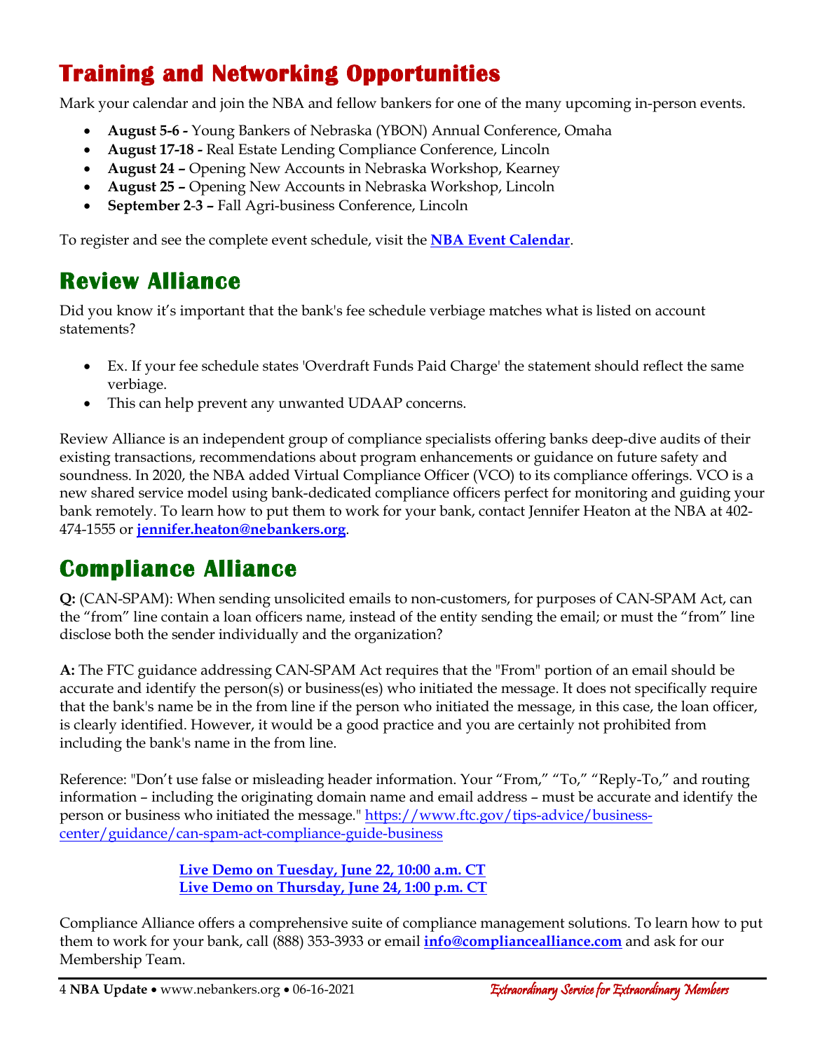## Training and Networking Opportunities

Mark your calendar and join the NBA and fellow bankers for one of the many upcoming in-person events.

- **August 5-6 -** Young Bankers of Nebraska (YBON) Annual Conference, Omaha
- **August 17-18 -** Real Estate Lending Compliance Conference, Lincoln
- **August 24 –** Opening New Accounts in Nebraska Workshop, Kearney
- **August 25 –** Opening New Accounts in Nebraska Workshop, Lincoln
- **September 2-3 –** Fall Agri-business Conference, Lincoln

To register and see the complete event schedule, visit the **NBA Event Calendar**.

## Review Alliance

Did you know it's important that the bank's fee schedule verbiage matches what is listed on account statements?

- Ex. If your fee schedule states 'Overdraft Funds Paid Charge' the statement should reflect the same verbiage.
- This can help prevent any unwanted UDAAP concerns.

Review Alliance is an independent group of compliance specialists offering banks deep-dive audits of their existing transactions, recommendations about program enhancements or guidance on future safety and soundness. In 2020, the NBA added Virtual Compliance Officer (VCO) to its compliance offerings. VCO is a new shared service model using bank-dedicated compliance officers perfect for monitoring and guiding your bank remotely. To learn how to put them to work for your bank, contact Jennifer Heaton at the NBA at 402-474-1555 or **jennifer.heaton@nebankers.org**.

## Compliance Alliance

**Q:** (CAN-SPAM): When sending unsolicited emails to non-customers, for purposes of CAN-SPAM Act, can the "from" line contain a loan officers name, instead of the entity sending the email; or must the "from" line disclose both the sender individually and the organization?

**A:** The FTC guidance addressing CAN-SPAM Act requires that the "From" portion of an email should be accurate and identify the person(s) or business(es) who initiated the message. It does not specifically require that the bank's name be in the from line if the person who initiated the message, in this case, the loan officer, is clearly identified. However, it would be a good practice and you are certainly not prohibited from including the bank's name in the from line.

Reference: "Don't use false or misleading header information. Your "From," "To," "Reply-To," and routing information – including the originating domain name and email address – must be accurate and identify the person or business who initiated the message." https://www.ftc.gov/tips-advice/business-center/guidance/can-spam-act-compliance-guide-business

**Live Demo on Tuesday, June 22, 10:00 a.m. CT**
**Live Demo on Thursday, June 24, 1:00 p.m. CT**

Compliance Alliance offers a comprehensive suite of compliance management solutions. To learn how to put them to work for your bank, call (888) 353-3933 or email **info@compliancealliance.com** and ask for our Membership Team.